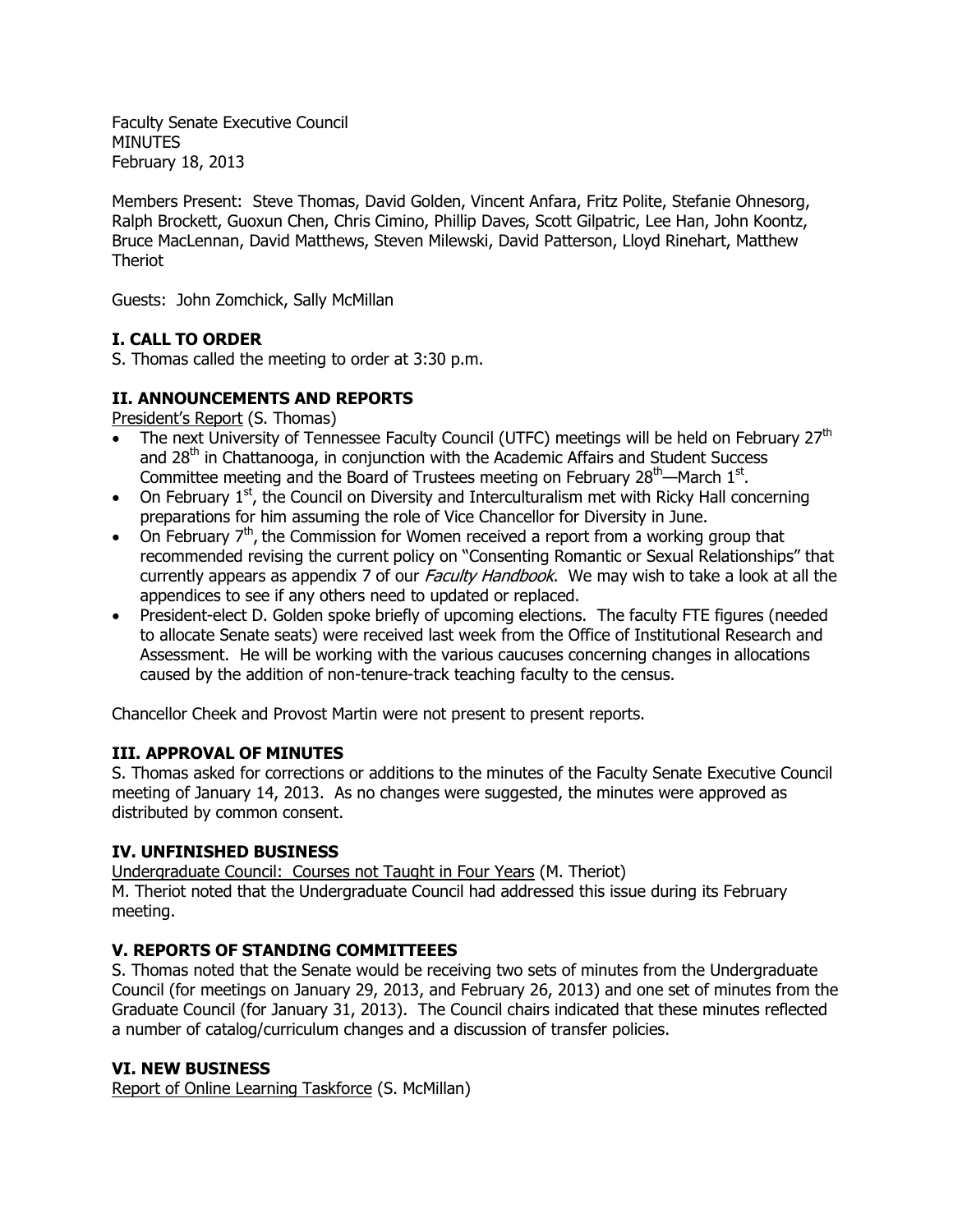Faculty Senate Executive Council
MINUTES
February 18, 2013

Members Present: Steve Thomas, David Golden, Vincent Anfara, Fritz Polite, Stefanie Ohnesorg, Ralph Brockett, Guoxun Chen, Chris Cimino, Phillip Daves, Scott Gilpatric, Lee Han, John Koontz, Bruce MacLennan, David Matthews, Steven Milewski, David Patterson, Lloyd Rinehart, Matthew Theriot

Guests: John Zomchick, Sally McMillan

## I. CALL TO ORDER

S. Thomas called the meeting to order at 3:30 p.m.

## II. ANNOUNCEMENTS AND REPORTS

President's Report (S. Thomas)

- The next University of Tennessee Faculty Council (UTFC) meetings will be held on February 27th and 28th in Chattanooga, in conjunction with the Academic Affairs and Student Success Committee meeting and the Board of Trustees meeting on February 28th—March 1st.
- On February 1st, the Council on Diversity and Interculturalism met with Ricky Hall concerning preparations for him assuming the role of Vice Chancellor for Diversity in June.
- On February 7th, the Commission for Women received a report from a working group that recommended revising the current policy on "Consenting Romantic or Sexual Relationships" that currently appears as appendix 7 of our *Faculty Handbook*. We may wish to take a look at all the appendices to see if any others need to updated or replaced.
- President-elect D. Golden spoke briefly of upcoming elections. The faculty FTE figures (needed to allocate Senate seats) were received last week from the Office of Institutional Research and Assessment. He will be working with the various caucuses concerning changes in allocations caused by the addition of non-tenure-track teaching faculty to the census.

Chancellor Cheek and Provost Martin were not present to present reports.

## III. APPROVAL OF MINUTES

S. Thomas asked for corrections or additions to the minutes of the Faculty Senate Executive Council meeting of January 14, 2013. As no changes were suggested, the minutes were approved as distributed by common consent.

## IV. UNFINISHED BUSINESS

Undergraduate Council: Courses not Taught in Four Years (M. Theriot)

M. Theriot noted that the Undergraduate Council had addressed this issue during its February meeting.

## V. REPORTS OF STANDING COMMITTEEES

S. Thomas noted that the Senate would be receiving two sets of minutes from the Undergraduate Council (for meetings on January 29, 2013, and February 26, 2013) and one set of minutes from the Graduate Council (for January 31, 2013). The Council chairs indicated that these minutes reflected a number of catalog/curriculum changes and a discussion of transfer policies.

## VI. NEW BUSINESS

Report of Online Learning Taskforce (S. McMillan)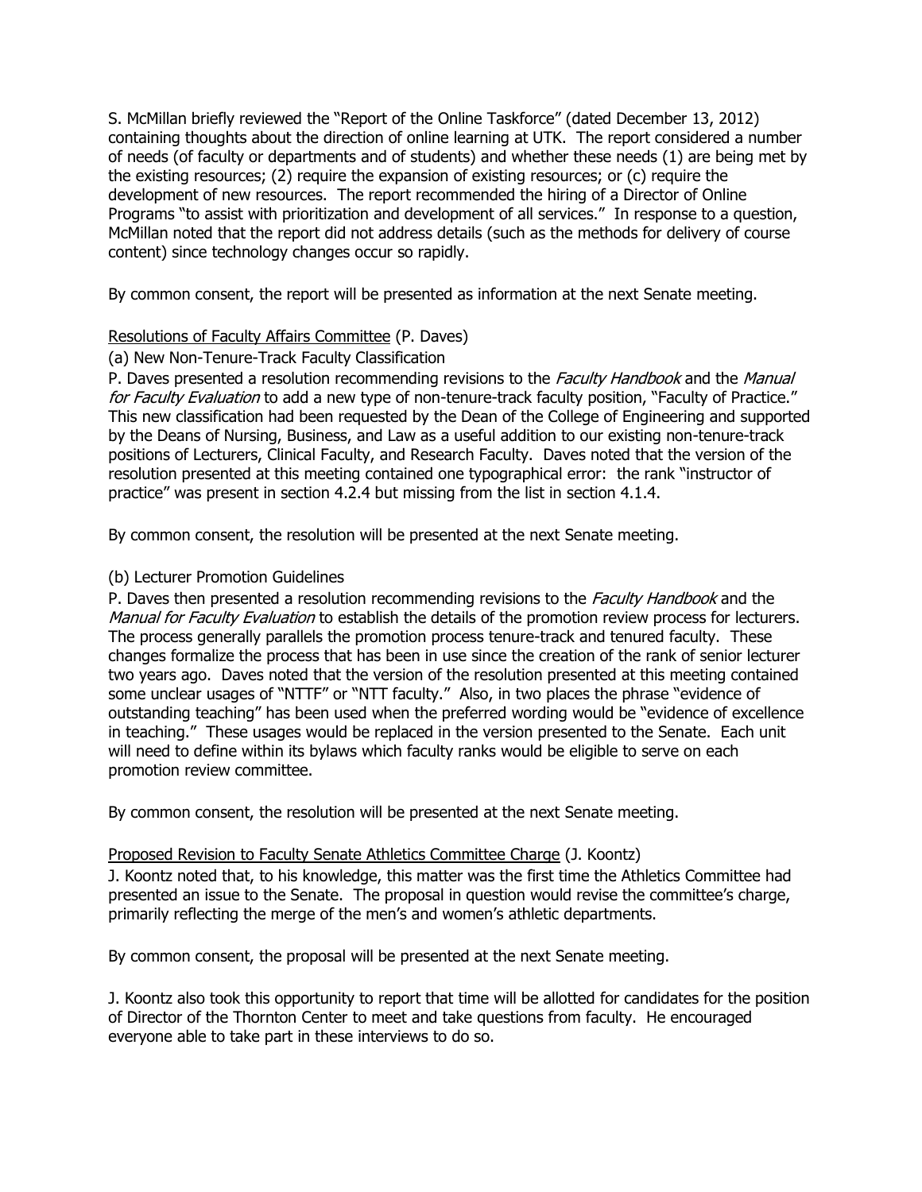S. McMillan briefly reviewed the "Report of the Online Taskforce" (dated December 13, 2012) containing thoughts about the direction of online learning at UTK. The report considered a number of needs (of faculty or departments and of students) and whether these needs (1) are being met by the existing resources; (2) require the expansion of existing resources; or (c) require the development of new resources. The report recommended the hiring of a Director of Online Programs "to assist with prioritization and development of all services." In response to a question, McMillan noted that the report did not address details (such as the methods for delivery of course content) since technology changes occur so rapidly.

By common consent, the report will be presented as information at the next Senate meeting.

<u>Resolutions of Faculty Affairs Committee</u> (P. Daves)

(a) New Non-Tenure-Track Faculty Classification

P. Daves presented a resolution recommending revisions to the *Faculty Handbook* and the *Manual for Faculty Evaluation* to add a new type of non-tenure-track faculty position, "Faculty of Practice." This new classification had been requested by the Dean of the College of Engineering and supported by the Deans of Nursing, Business, and Law as a useful addition to our existing non-tenure-track positions of Lecturers, Clinical Faculty, and Research Faculty. Daves noted that the version of the resolution presented at this meeting contained one typographical error: the rank "instructor of practice" was present in section 4.2.4 but missing from the list in section 4.1.4.

By common consent, the resolution will be presented at the next Senate meeting.

(b) Lecturer Promotion Guidelines

P. Daves then presented a resolution recommending revisions to the *Faculty Handbook* and the *Manual for Faculty Evaluation* to establish the details of the promotion review process for lecturers. The process generally parallels the promotion process tenure-track and tenured faculty. These changes formalize the process that has been in use since the creation of the rank of senior lecturer two years ago. Daves noted that the version of the resolution presented at this meeting contained some unclear usages of "NTTF" or "NTT faculty." Also, in two places the phrase "evidence of outstanding teaching" has been used when the preferred wording would be "evidence of excellence in teaching." These usages would be replaced in the version presented to the Senate. Each unit will need to define within its bylaws which faculty ranks would be eligible to serve on each promotion review committee.

By common consent, the resolution will be presented at the next Senate meeting.

<u>Proposed Revision to Faculty Senate Athletics Committee Charge</u> (J. Koontz)

J. Koontz noted that, to his knowledge, this matter was the first time the Athletics Committee had presented an issue to the Senate. The proposal in question would revise the committee's charge, primarily reflecting the merge of the men's and women's athletic departments.

By common consent, the proposal will be presented at the next Senate meeting.

J. Koontz also took this opportunity to report that time will be allotted for candidates for the position of Director of the Thornton Center to meet and take questions from faculty. He encouraged everyone able to take part in these interviews to do so.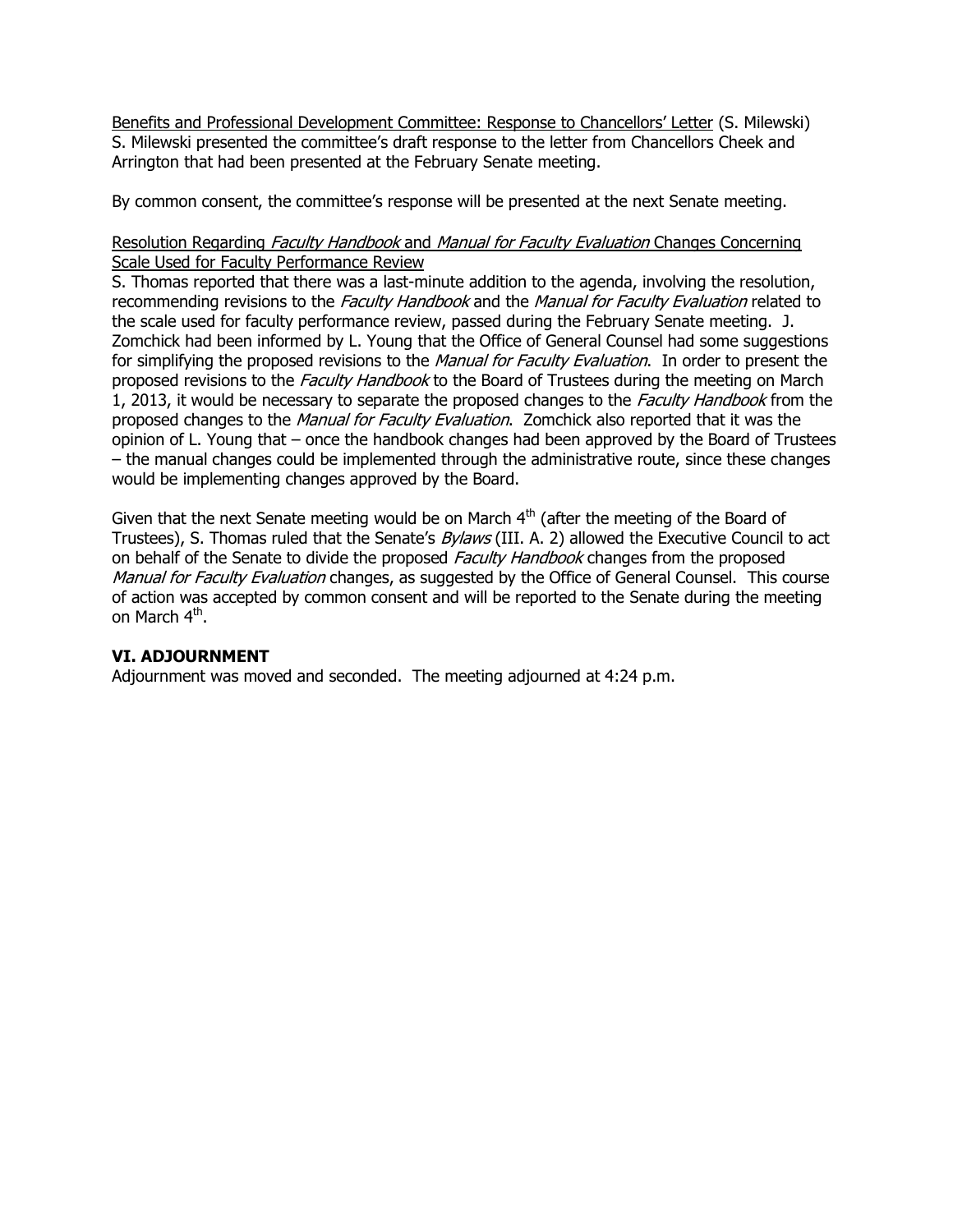Benefits and Professional Development Committee: Response to Chancellors' Letter (S. Milewski)
S. Milewski presented the committee's draft response to the letter from Chancellors Cheek and Arrington that had been presented at the February Senate meeting.

By common consent, the committee's response will be presented at the next Senate meeting.

Resolution Regarding *Faculty Handbook* and *Manual for Faculty Evaluation* Changes Concerning Scale Used for Faculty Performance Review
S. Thomas reported that there was a last-minute addition to the agenda, involving the resolution, recommending revisions to the *Faculty Handbook* and the *Manual for Faculty Evaluation* related to the scale used for faculty performance review, passed during the February Senate meeting. J. Zomchick had been informed by L. Young that the Office of General Counsel had some suggestions for simplifying the proposed revisions to the *Manual for Faculty Evaluation*. In order to present the proposed revisions to the *Faculty Handbook* to the Board of Trustees during the meeting on March 1, 2013, it would be necessary to separate the proposed changes to the *Faculty Handbook* from the proposed changes to the *Manual for Faculty Evaluation*. Zomchick also reported that it was the opinion of L. Young that – once the handbook changes had been approved by the Board of Trustees – the manual changes could be implemented through the administrative route, since these changes would be implementing changes approved by the Board.

Given that the next Senate meeting would be on March 4th (after the meeting of the Board of Trustees), S. Thomas ruled that the Senate's *Bylaws* (III. A. 2) allowed the Executive Council to act on behalf of the Senate to divide the proposed *Faculty Handbook* changes from the proposed *Manual for Faculty Evaluation* changes, as suggested by the Office of General Counsel. This course of action was accepted by common consent and will be reported to the Senate during the meeting on March 4th.

## VI. ADJOURNMENT

Adjournment was moved and seconded. The meeting adjourned at 4:24 p.m.